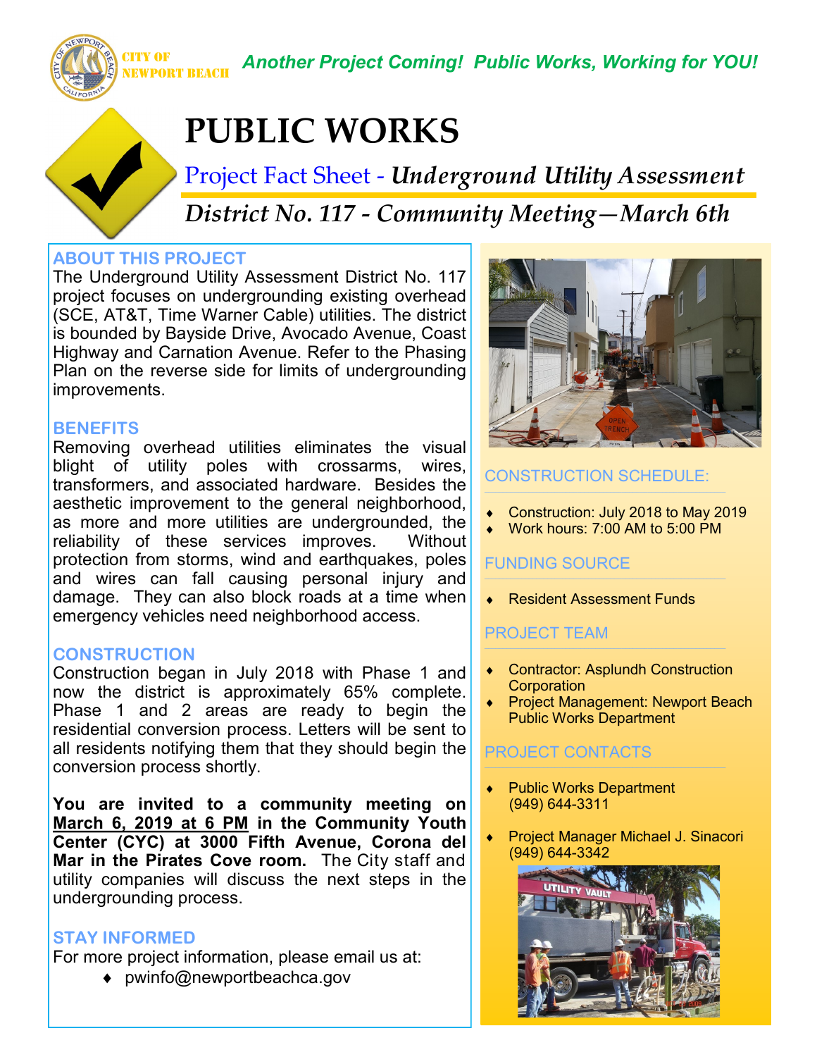CITY OF NEWPORT BEACH

*Another Project Coming! Public Works, Working for YOU!*

# PUBLIC WORKS

## Project Fact Sheet - *Underground Utility Assessment*

## *District No. 117 - Community Meeting—March 6th*

### ABOUT THIS PROJECT

The Underground Utility Assessment District No. 117 project focuses on undergrounding existing overhead (SCE, AT&T, Time Warner Cable) utilities. The district is bounded by Bayside Drive, Avocado Avenue, Coast Highway and Carnation Avenue. Refer to the Phasing Plan on the reverse side for limits of undergrounding improvements.

### BENEFITS

Removing overhead utilities eliminates the visual blight of utility poles with crossarms, wires, transformers, and associated hardware. Besides the aesthetic improvement to the general neighborhood, as more and more utilities are undergrounded, the reliability of these services improves. Without protection from storms, wind and earthquakes, poles and wires can fall causing personal injury and damage. They can also block roads at a time when emergency vehicles need neighborhood access.

### CONSTRUCTION

Construction began in July 2018 with Phase 1 and now the district is approximately 65% complete. Phase 1 and 2 areas are ready to begin the residential conversion process. Letters will be sent to all residents notifying them that they should begin the conversion process shortly.

**You are invited to a community meeting on March 6, 2019 at 6 PM in the Community Youth Center (CYC) at 3000 Fifth Avenue, Corona del Mar in the Pirates Cove room.** The City staff and utility companies will discuss the next steps in the undergrounding process.

### STAY INFORMED

For more project information, please email us at:

- pwinfo@newportbeachca.gov

### CONSTRUCTION SCHEDULE:

- Construction: July 2018 to May 2019
- Work hours: 7:00 AM to 5:00 PM

### FUNDING SOURCE

- Resident Assessment Funds

### PROJECT TEAM

- Contractor: Asplundh Construction Corporation
- Project Management: Newport Beach Public Works Department

### PROJECT CONTACTS

- Public Works Department (949) 644-3311
- Project Manager Michael J. Sinacori (949) 644-3342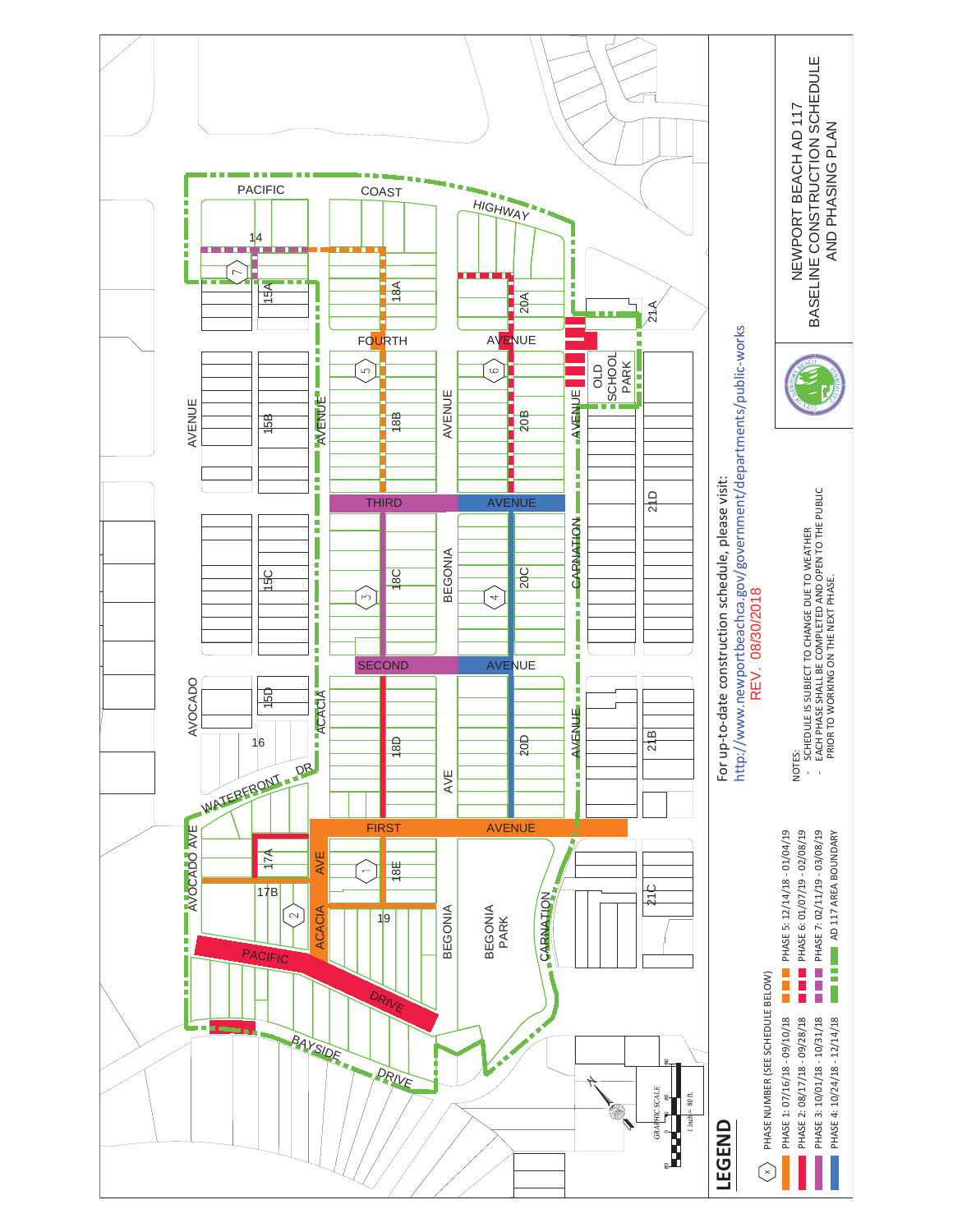# NEWPORT BEACH AD 117
## BASELINE CONSTRUCTION SCHEDULE AND PHASING PLAN

For up-to-date construction schedule, please visit:
http://www.newportbeachca.gov/government/departments/public-works

REV. 08/30/2018

NOTES:
- SCHEDULE IS SUBJECT TO CHANGE DUE TO WEATHER
- EACH PHASE SHALL BE COMPLETED AND OPEN TO THE PUBLIC PRIOR TO WORKING ON THE NEXT PHASE.

## LEGEND

(x) PHASE NUMBER (SEE SCHEDULE BELOW)

- PHASE 1: 07/16/18 - 09/10/18
- PHASE 2: 08/17/18 - 09/28/18
- PHASE 3: 10/01/18 - 10/31/18
- PHASE 4: 10/24/18 - 12/14/18
- PHASE 5: 12/14/18 - 01/04/19
- PHASE 6: 01/07/19 - 02/08/19
- PHASE 7: 02/11/19 - 03/08/19
- AD 117 AREA BOUNDARY

GRAPHIC SCALE
1 inch = 80 ft.

PACIFIC COAST HIGHWAY
FOURTH AVENUE
THIRD AVENUE
SECOND AVENUE
FIRST AVENUE
AVOCADO AVENUE
ACACIA AVENUE
BEGONIA AVENUE
CARNATION AVENUE
WATERFRONT DR
AVOCADO AVE
ACACIA AVE
PACIFIC DRIVE
BAYSIDE DRIVE
BEGONIA PARK
OLD SCHOOL PARK

14, 15A, 15B, 15C, 15D, 16, 17A, 17B, 18A, 18B, 18C, 18D, 18E, 19, 20A, 20B, 20C, 20D, 21A, 21B, 21C, 21D

1, 2, 3, 4, 5, 6, 7